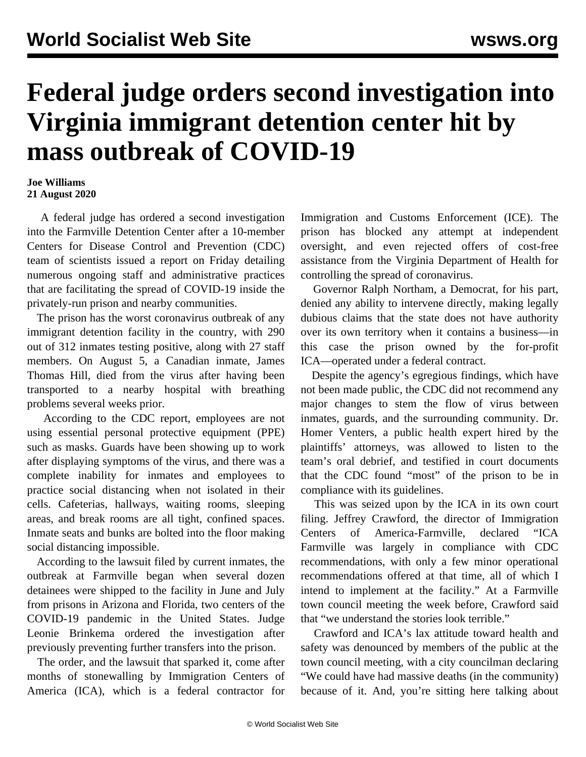# Federal judge orders second investigation into Virginia immigrant detention center hit by mass outbreak of COVID-19

**Joe Williams**
**21 August 2020**

A federal judge has ordered a second investigation into the Farmville Detention Center after a 10-member Centers for Disease Control and Prevention (CDC) team of scientists issued a report on Friday detailing numerous ongoing staff and administrative practices that are facilitating the spread of COVID-19 inside the privately-run prison and nearby communities.

The prison has the worst coronavirus outbreak of any immigrant detention facility in the country, with 290 out of 312 inmates testing positive, along with 27 staff members. On August 5, a Canadian inmate, James Thomas Hill, died from the virus after having been transported to a nearby hospital with breathing problems several weeks prior.

According to the CDC report, employees are not using essential personal protective equipment (PPE) such as masks. Guards have been showing up to work after displaying symptoms of the virus, and there was a complete inability for inmates and employees to practice social distancing when not isolated in their cells. Cafeterias, hallways, waiting rooms, sleeping areas, and break rooms are all tight, confined spaces. Inmate seats and bunks are bolted into the floor making social distancing impossible.

According to the lawsuit filed by current inmates, the outbreak at Farmville began when several dozen detainees were shipped to the facility in June and July from prisons in Arizona and Florida, two centers of the COVID-19 pandemic in the United States. Judge Leonie Brinkema ordered the investigation after previously preventing further transfers into the prison.

The order, and the lawsuit that sparked it, come after months of stonewalling by Immigration Centers of America (ICA), which is a federal contractor for Immigration and Customs Enforcement (ICE). The prison has blocked any attempt at independent oversight, and even rejected offers of cost-free assistance from the Virginia Department of Health for controlling the spread of coronavirus.

Governor Ralph Northam, a Democrat, for his part, denied any ability to intervene directly, making legally dubious claims that the state does not have authority over its own territory when it contains a business—in this case the prison owned by the for-profit ICA—operated under a federal contract.

Despite the agency's egregious findings, which have not been made public, the CDC did not recommend any major changes to stem the flow of virus between inmates, guards, and the surrounding community. Dr. Homer Venters, a public health expert hired by the plaintiffs' attorneys, was allowed to listen to the team's oral debrief, and testified in court documents that the CDC found "most" of the prison to be in compliance with its guidelines.

This was seized upon by the ICA in its own court filing. Jeffrey Crawford, the director of Immigration Centers of America-Farmville, declared "ICA Farmville was largely in compliance with CDC recommendations, with only a few minor operational recommendations offered at that time, all of which I intend to implement at the facility." At a Farmville town council meeting the week before, Crawford said that "we understand the stories look terrible."

Crawford and ICA's lax attitude toward health and safety was denounced by members of the public at the town council meeting, with a city councilman declaring "We could have had massive deaths (in the community) because of it. And, you're sitting here talking about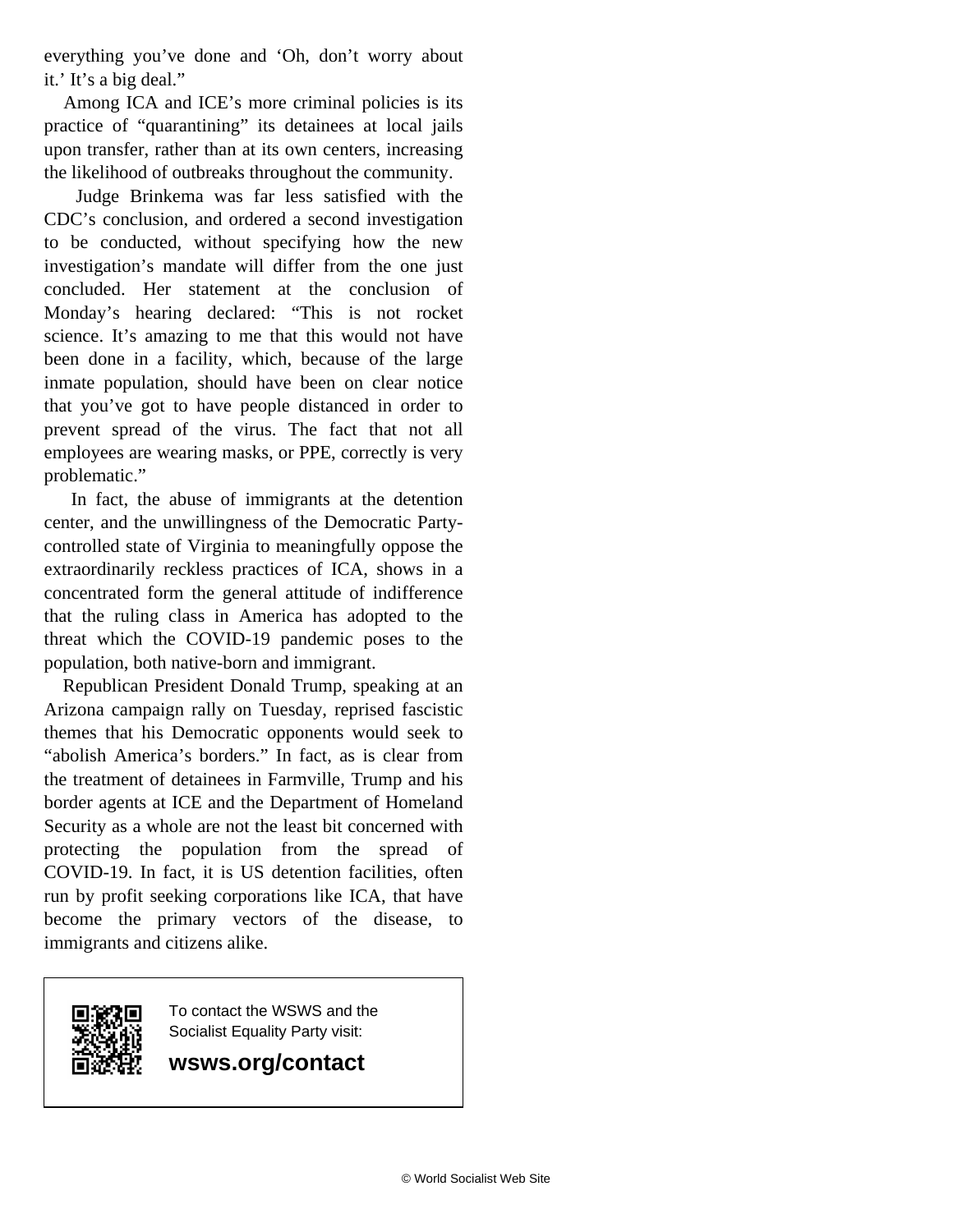everything you've done and 'Oh, don't worry about it.' It's a big deal."

Among ICA and ICE's more criminal policies is its practice of "quarantining" its detainees at local jails upon transfer, rather than at its own centers, increasing the likelihood of outbreaks throughout the community.

Judge Brinkema was far less satisfied with the CDC's conclusion, and ordered a second investigation to be conducted, without specifying how the new investigation's mandate will differ from the one just concluded. Her statement at the conclusion of Monday's hearing declared: "This is not rocket science. It's amazing to me that this would not have been done in a facility, which, because of the large inmate population, should have been on clear notice that you've got to have people distanced in order to prevent spread of the virus. The fact that not all employees are wearing masks, or PPE, correctly is very problematic."

In fact, the abuse of immigrants at the detention center, and the unwillingness of the Democratic Party-controlled state of Virginia to meaningfully oppose the extraordinarily reckless practices of ICA, shows in a concentrated form the general attitude of indifference that the ruling class in America has adopted to the threat which the COVID-19 pandemic poses to the population, both native-born and immigrant.

Republican President Donald Trump, speaking at an Arizona campaign rally on Tuesday, reprised fascistic themes that his Democratic opponents would seek to "abolish America's borders." In fact, as is clear from the treatment of detainees in Farmville, Trump and his border agents at ICE and the Department of Homeland Security as a whole are not the least bit concerned with protecting the population from the spread of COVID-19. In fact, it is US detention facilities, often run by profit seeking corporations like ICA, that have become the primary vectors of the disease, to immigrants and citizens alike.

To contact the WSWS and the Socialist Equality Party visit:

**wsws.org/contact**